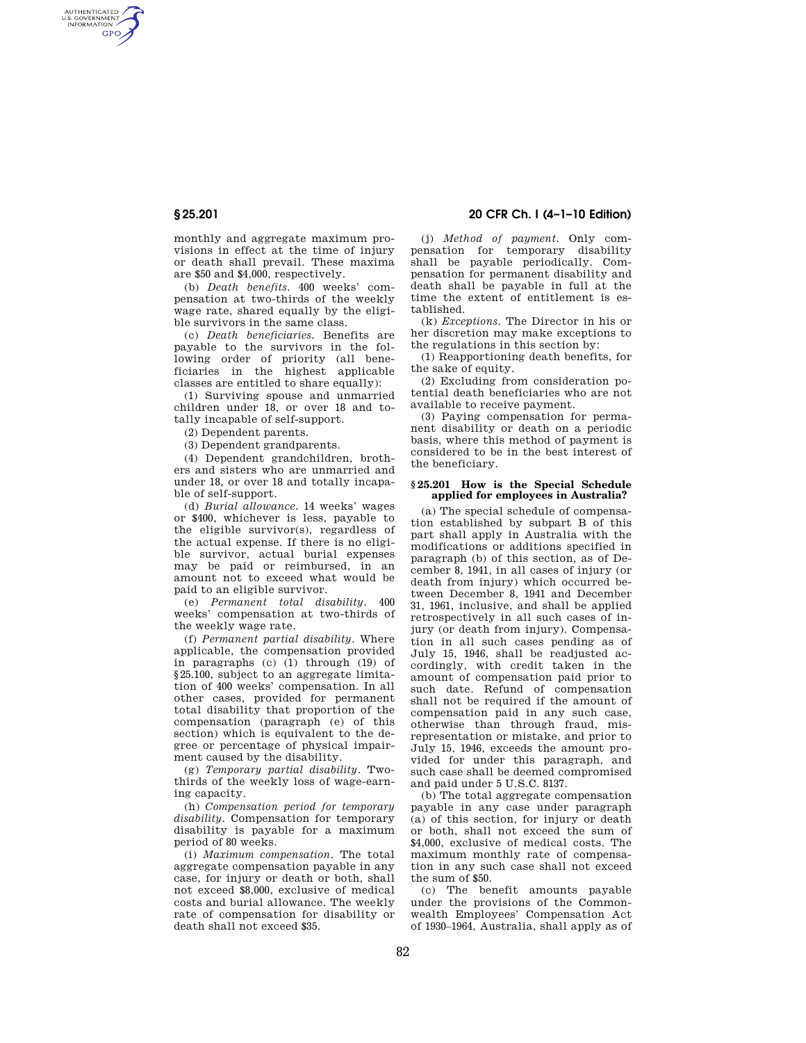monthly and aggregate maximum provisions in effect at the time of injury or death shall prevail. These maxima are $50 and $4,000, respectively.

(b) *Death benefits.* 400 weeks' compensation at two-thirds of the weekly wage rate, shared equally by the eligible survivors in the same class.

(c) *Death beneficiaries.* Benefits are payable to the survivors in the following order of priority (all beneficiaries in the highest applicable classes are entitled to share equally):

(1) Surviving spouse and unmarried children under 18, or over 18 and totally incapable of self-support.

(2) Dependent parents.

(3) Dependent grandparents.

(4) Dependent grandchildren, brothers and sisters who are unmarried and under 18, or over 18 and totally incapable of self-support.

(d) *Burial allowance.* 14 weeks' wages or $400, whichever is less, payable to the eligible survivor(s), regardless of the actual expense. If there is no eligible survivor, actual burial expenses may be paid or reimbursed, in an amount not to exceed what would be paid to an eligible survivor.

(e) *Permanent total disability.* 400 weeks' compensation at two-thirds of the weekly wage rate.

(f) *Permanent partial disability.* Where applicable, the compensation provided in paragraphs (c) (1) through (19) of §25.100, subject to an aggregate limitation of 400 weeks' compensation. In all other cases, provided for permanent total disability that proportion of the compensation (paragraph (e) of this section) which is equivalent to the degree or percentage of physical impairment caused by the disability.

(g) *Temporary partial disability.* Two-thirds of the weekly loss of wage-earning capacity.

(h) *Compensation period for temporary disability.* Compensation for temporary disability is payable for a maximum period of 80 weeks.

(i) *Maximum compensation.* The total aggregate compensation payable in any case, for injury or death or both, shall not exceed $8,000, exclusive of medical costs and burial allowance. The weekly rate of compensation for disability or death shall not exceed $35.

(j) *Method of payment.* Only compensation for temporary disability shall be payable periodically. Compensation for permanent disability and death shall be payable in full at the time the extent of entitlement is established.

(k) *Exceptions.* The Director in his or her discretion may make exceptions to the regulations in this section by:

(1) Reapportioning death benefits, for the sake of equity.

(2) Excluding from consideration potential death beneficiaries who are not available to receive payment.

(3) Paying compensation for permanent disability or death on a periodic basis, where this method of payment is considered to be in the best interest of the beneficiary.

## §25.201 How is the Special Schedule applied for employees in Australia?

(a) The special schedule of compensation established by subpart B of this part shall apply in Australia with the modifications or additions specified in paragraph (b) of this section, as of December 8, 1941, in all cases of injury (or death from injury) which occurred between December 8, 1941 and December 31, 1961, inclusive, and shall be applied retrospectively in all such cases of injury (or death from injury). Compensation in all such cases pending as of July 15, 1946, shall be readjusted accordingly, with credit taken in the amount of compensation paid prior to such date. Refund of compensation shall not be required if the amount of compensation paid in any such case, otherwise than through fraud, misrepresentation or mistake, and prior to July 15, 1946, exceeds the amount provided for under this paragraph, and such case shall be deemed compromised and paid under 5 U.S.C. 8137.

(b) The total aggregate compensation payable in any case under paragraph (a) of this section, for injury or death or both, shall not exceed the sum of $4,000, exclusive of medical costs. The maximum monthly rate of compensation in any such case shall not exceed the sum of $50.

(c) The benefit amounts payable under the provisions of the Commonwealth Employees' Compensation Act of 1930–1964, Australia, shall apply as of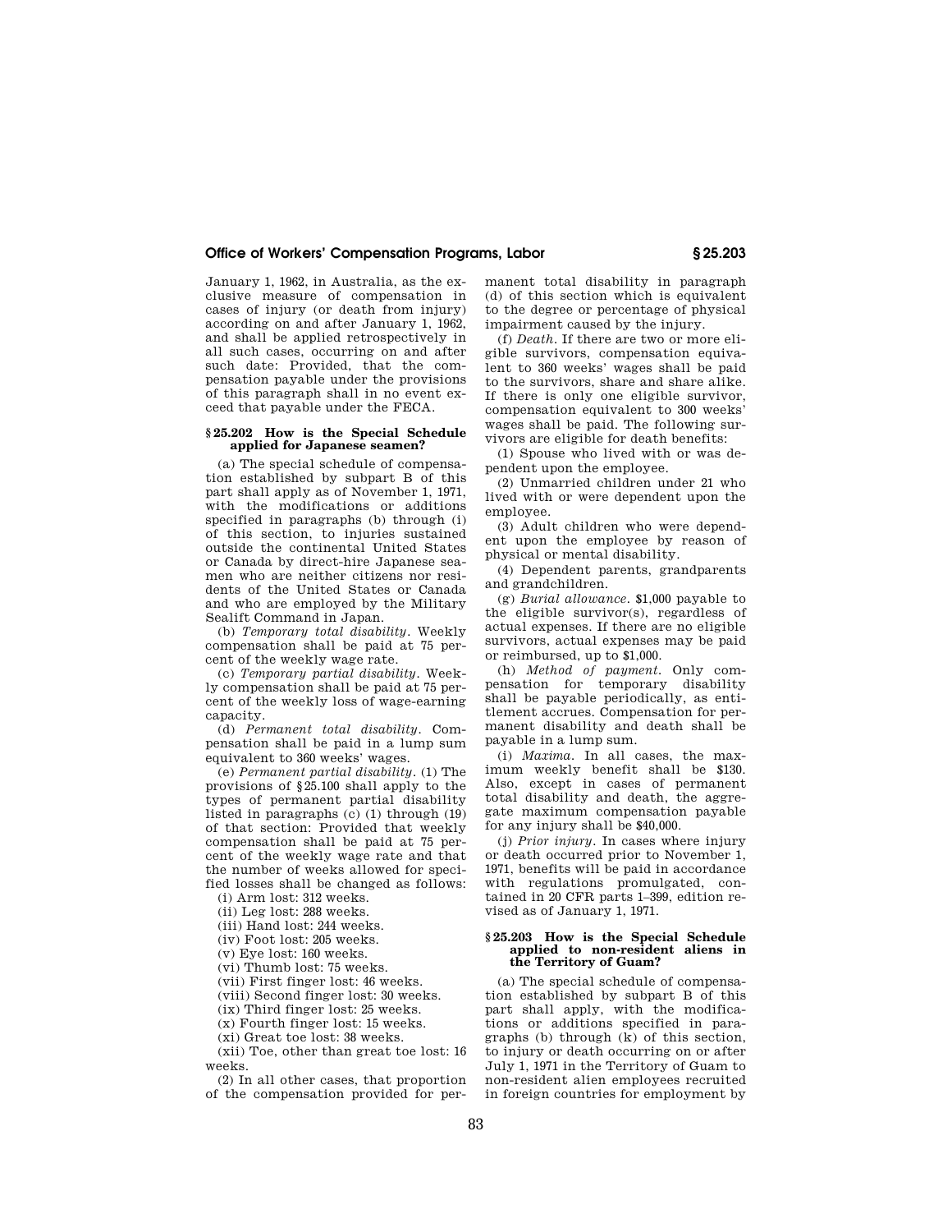January 1, 1962, in Australia, as the exclusive measure of compensation in cases of injury (or death from injury) according on and after January 1, 1962, and shall be applied retrospectively in all such cases, occurring on and after such date: Provided, that the compensation payable under the provisions of this paragraph shall in no event exceed that payable under the FECA.

### § 25.202 How is the Special Schedule applied for Japanese seamen?

(a) The special schedule of compensation established by subpart B of this part shall apply as of November 1, 1971, with the modifications or additions specified in paragraphs (b) through (i) of this section, to injuries sustained outside the continental United States or Canada by direct-hire Japanese seamen who are neither citizens nor residents of the United States or Canada and who are employed by the Military Sealift Command in Japan.

(b) *Temporary total disability.* Weekly compensation shall be paid at 75 percent of the weekly wage rate.

(c) *Temporary partial disability.* Weekly compensation shall be paid at 75 percent of the weekly loss of wage-earning capacity.

(d) *Permanent total disability.* Compensation shall be paid in a lump sum equivalent to 360 weeks' wages.

(e) *Permanent partial disability.* (1) The provisions of § 25.100 shall apply to the types of permanent partial disability listed in paragraphs (c) (1) through (19) of that section: Provided that weekly compensation shall be paid at 75 percent of the weekly wage rate and that the number of weeks allowed for specified losses shall be changed as follows:

(i) Arm lost: 312 weeks.

(ii) Leg lost: 288 weeks.

(iii) Hand lost: 244 weeks.

(iv) Foot lost: 205 weeks.

(v) Eye lost: 160 weeks.

(vi) Thumb lost: 75 weeks.

(vii) First finger lost: 46 weeks.

(viii) Second finger lost: 30 weeks.

(ix) Third finger lost: 25 weeks.

(x) Fourth finger lost: 15 weeks.

(xi) Great toe lost: 38 weeks.

(xii) Toe, other than great toe lost: 16 weeks.

(2) In all other cases, that proportion of the compensation provided for permanent total disability in paragraph (d) of this section which is equivalent to the degree or percentage of physical impairment caused by the injury.

(f) *Death.* If there are two or more eligible survivors, compensation equivalent to 360 weeks' wages shall be paid to the survivors, share and share alike. If there is only one eligible survivor, compensation equivalent to 300 weeks' wages shall be paid. The following survivors are eligible for death benefits:

(1) Spouse who lived with or was dependent upon the employee.

(2) Unmarried children under 21 who lived with or were dependent upon the employee.

(3) Adult children who were dependent upon the employee by reason of physical or mental disability.

(4) Dependent parents, grandparents and grandchildren.

(g) *Burial allowance.* $1,000 payable to the eligible survivor(s), regardless of actual expenses. If there are no eligible survivors, actual expenses may be paid or reimbursed, up to $1,000.

(h) *Method of payment.* Only compensation for temporary disability shall be payable periodically, as entitlement accrues. Compensation for permanent disability and death shall be payable in a lump sum.

(i) *Maxima.* In all cases, the maximum weekly benefit shall be $130. Also, except in cases of permanent total disability and death, the aggregate maximum compensation payable for any injury shall be $40,000.

(j) *Prior injury.* In cases where injury or death occurred prior to November 1, 1971, benefits will be paid in accordance with regulations promulgated, contained in 20 CFR parts 1–399, edition revised as of January 1, 1971.

### § 25.203 How is the Special Schedule applied to non-resident aliens in the Territory of Guam?

(a) The special schedule of compensation established by subpart B of this part shall apply, with the modifications or additions specified in paragraphs (b) through (k) of this section, to injury or death occurring on or after July 1, 1971 in the Territory of Guam to non-resident alien employees recruited in foreign countries for employment by